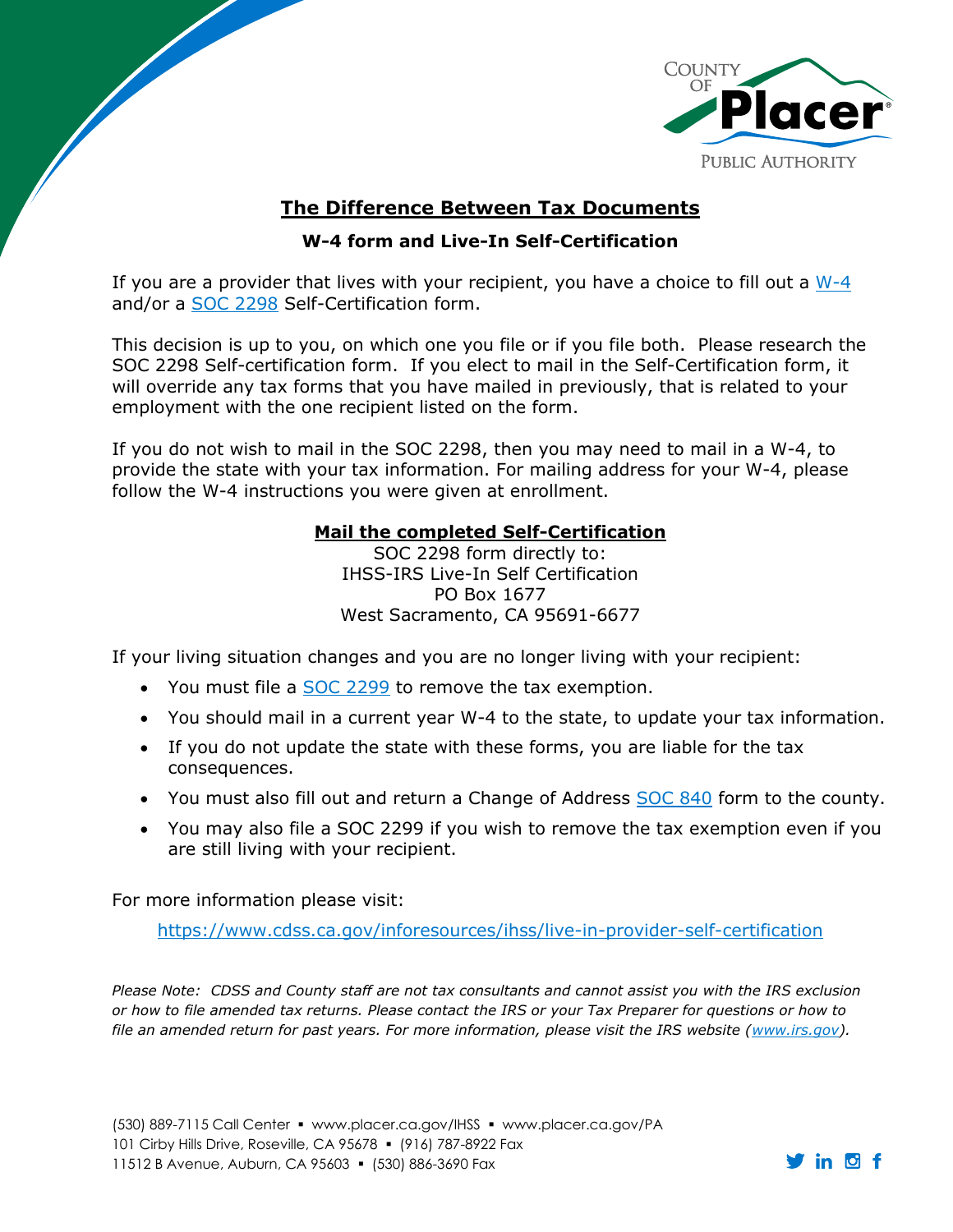COUNTY OF **Placer**
PUBLIC AUTHORITY

# The Difference Between Tax Documents

## W-4 form and Live-In Self-Certification

If you are a provider that lives with your recipient, you have a choice to fill out a W-4 and/or a SOC 2298 Self-Certification form.

This decision is up to you, on which one you file or if you file both. Please research the SOC 2298 Self-certification form. If you elect to mail in the Self-Certification form, it will override any tax forms that you have mailed in previously, that is related to your employment with the one recipient listed on the form.

If you do not wish to mail in the SOC 2298, then you may need to mail in a W-4, to provide the state with your tax information. For mailing address for your W-4, please follow the W-4 instructions you were given at enrollment.

**Mail the completed Self-Certification**
SOC 2298 form directly to:
IHSS-IRS Live-In Self Certification
PO Box 1677
West Sacramento, CA 95691-6677

If your living situation changes and you are no longer living with your recipient:

- You must file a SOC 2299 to remove the tax exemption.
- You should mail in a current year W-4 to the state, to update your tax information.
- If you do not update the state with these forms, you are liable for the tax consequences.
- You must also fill out and return a Change of Address SOC 840 form to the county.
- You may also file a SOC 2299 if you wish to remove the tax exemption even if you are still living with your recipient.

For more information please visit:

https://www.cdss.ca.gov/inforesources/ihss/live-in-provider-self-certification

*Please Note: CDSS and County staff are not tax consultants and cannot assist you with the IRS exclusion or how to file amended tax returns. Please contact the IRS or your Tax Preparer for questions or how to file an amended return for past years. For more information, please visit the IRS website (www.irs.gov).*

(530) 889-7115 Call Center ▪ www.placer.ca.gov/IHSS ▪ www.placer.ca.gov/PA
101 Cirby Hills Drive, Roseville, CA 95678 ▪ (916) 787-8922 Fax
11512 B Avenue, Auburn, CA 95603 ▪ (530) 886-3690 Fax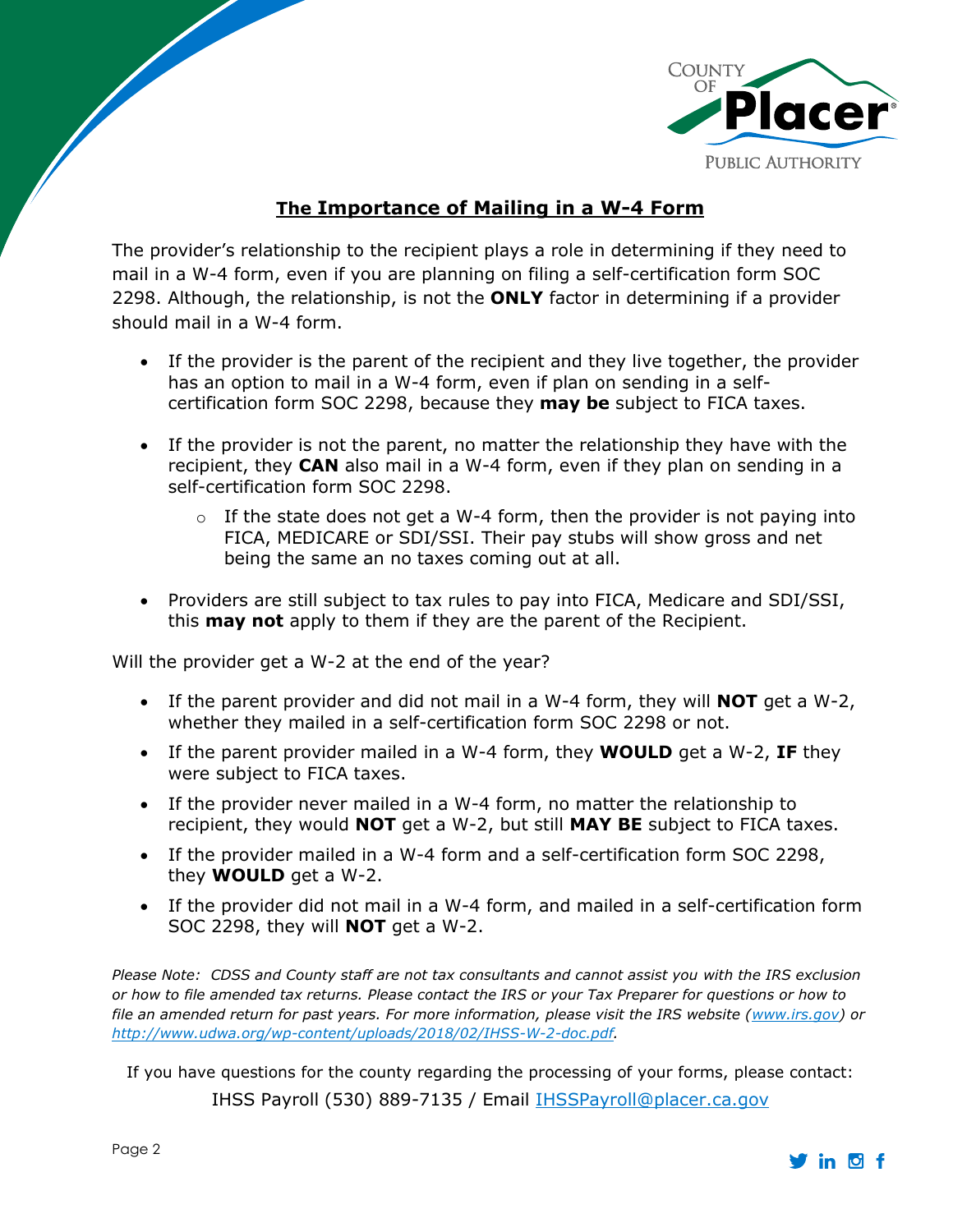## <u>The Importance of Mailing in a W-4 Form</u>

The provider's relationship to the recipient plays a role in determining if they need to mail in a W-4 form, even if you are planning on filing a self-certification form SOC 2298. Although, the relationship, is not the **ONLY** factor in determining if a provider should mail in a W-4 form.

- If the provider is the parent of the recipient and they live together, the provider has an option to mail in a W-4 form, even if plan on sending in a self-certification form SOC 2298, because they **may be** subject to FICA taxes.
- If the provider is not the parent, no matter the relationship they have with the recipient, they **CAN** also mail in a W-4 form, even if they plan on sending in a self-certification form SOC 2298.
  - If the state does not get a W-4 form, then the provider is not paying into FICA, MEDICARE or SDI/SSI. Their pay stubs will show gross and net being the same an no taxes coming out at all.
- Providers are still subject to tax rules to pay into FICA, Medicare and SDI/SSI, this **may not** apply to them if they are the parent of the Recipient.

Will the provider get a W-2 at the end of the year?

- If the parent provider and did not mail in a W-4 form, they will **NOT** get a W-2, whether they mailed in a self-certification form SOC 2298 or not.
- If the parent provider mailed in a W-4 form, they **WOULD** get a W-2, **IF** they were subject to FICA taxes.
- If the provider never mailed in a W-4 form, no matter the relationship to recipient, they would **NOT** get a W-2, but still **MAY BE** subject to FICA taxes.
- If the provider mailed in a W-4 form and a self-certification form SOC 2298, they **WOULD** get a W-2.
- If the provider did not mail in a W-4 form, and mailed in a self-certification form SOC 2298, they will **NOT** get a W-2.

*Please Note: CDSS and County staff are not tax consultants and cannot assist you with the IRS exclusion or how to file amended tax returns. Please contact the IRS or your Tax Preparer for questions or how to file an amended return for past years. For more information, please visit the IRS website ([www.irs.gov](www.irs.gov)) or [http://www.udwa.org/wp-content/uploads/2018/02/IHSS-W-2-doc.pdf](http://www.udwa.org/wp-content/uploads/2018/02/IHSS-W-2-doc.pdf).*

If you have questions for the county regarding the processing of your forms, please contact:
IHSS Payroll (530) 889-7135 / Email [IHSSPayroll@placer.ca.gov](mailto:IHSSPayroll@placer.ca.gov)